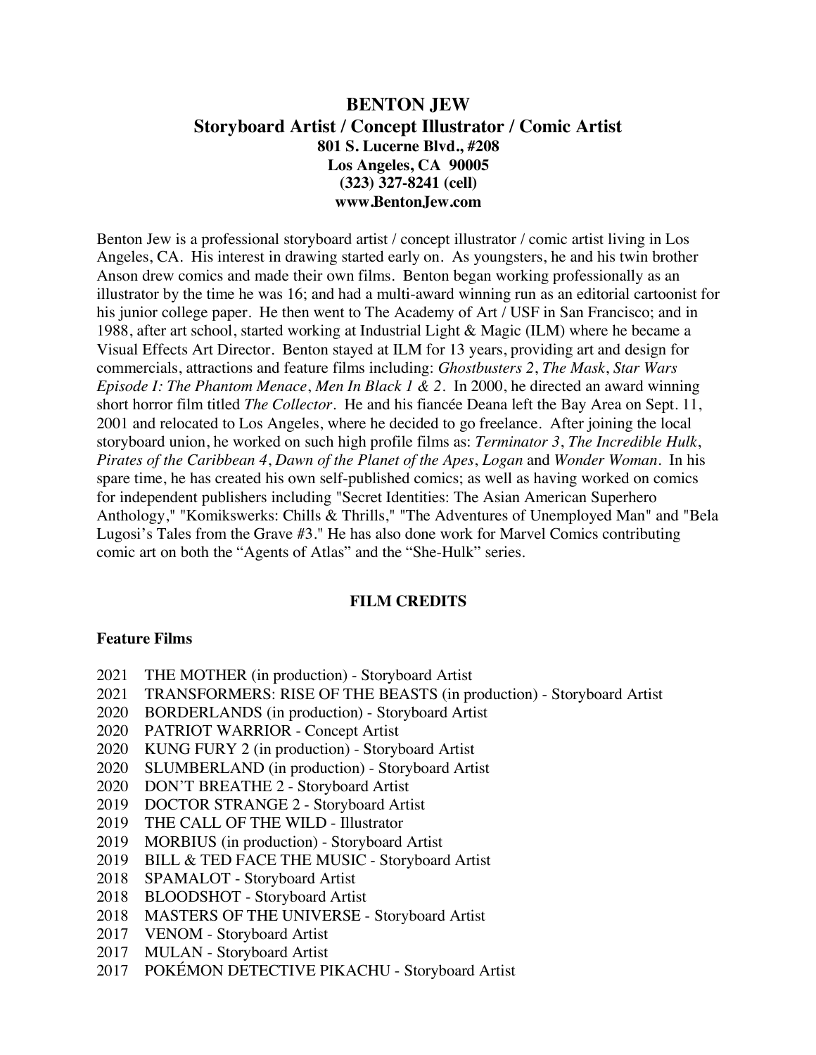# BENTON JEW

## Storyboard Artist / Concept Illustrator / Comic Artist

**801 S. Lucerne Blvd., #208**
**Los Angeles, CA 90005**
**(323) 327-8241 (cell)**
**www.BentonJew.com**

Benton Jew is a professional storyboard artist / concept illustrator / comic artist living in Los Angeles, CA. His interest in drawing started early on. As youngsters, he and his twin brother Anson drew comics and made their own films. Benton began working professionally as an illustrator by the time he was 16; and had a multi-award winning run as an editorial cartoonist for his junior college paper. He then went to The Academy of Art / USF in San Francisco; and in 1988, after art school, started working at Industrial Light & Magic (ILM) where he became a Visual Effects Art Director. Benton stayed at ILM for 13 years, providing art and design for commercials, attractions and feature films including: *Ghostbusters 2*, *The Mask*, *Star Wars Episode I: The Phantom Menace*, *Men In Black 1 & 2*. In 2000, he directed an award winning short horror film titled *The Collector*. He and his fiancée Deana left the Bay Area on Sept. 11, 2001 and relocated to Los Angeles, where he decided to go freelance. After joining the local storyboard union, he worked on such high profile films as: *Terminator 3*, *The Incredible Hulk*, *Pirates of the Caribbean 4*, *Dawn of the Planet of the Apes*, *Logan* and *Wonder Woman*. In his spare time, he has created his own self-published comics; as well as having worked on comics for independent publishers including "Secret Identities: The Asian American Superhero Anthology," "Komikswerks: Chills & Thrills," "The Adventures of Unemployed Man" and "Bela Lugosi's Tales from the Grave #3." He has also done work for Marvel Comics contributing comic art on both the "Agents of Atlas" and the "She-Hulk" series.

## FILM CREDITS

### Feature Films

2021 THE MOTHER (in production) - Storyboard Artist
2021 TRANSFORMERS: RISE OF THE BEASTS (in production) - Storyboard Artist
2020 BORDERLANDS (in production) - Storyboard Artist
2020 PATRIOT WARRIOR - Concept Artist
2020 KUNG FURY 2 (in production) - Storyboard Artist
2020 SLUMBERLAND (in production) - Storyboard Artist
2020 DON'T BREATHE 2 - Storyboard Artist
2019 DOCTOR STRANGE 2 - Storyboard Artist
2019 THE CALL OF THE WILD - Illustrator
2019 MORBIUS (in production) - Storyboard Artist
2019 BILL & TED FACE THE MUSIC - Storyboard Artist
2018 SPAMALOT - Storyboard Artist
2018 BLOODSHOT - Storyboard Artist
2018 MASTERS OF THE UNIVERSE - Storyboard Artist
2017 VENOM - Storyboard Artist
2017 MULAN - Storyboard Artist
2017 POKÉMON DETECTIVE PIKACHU - Storyboard Artist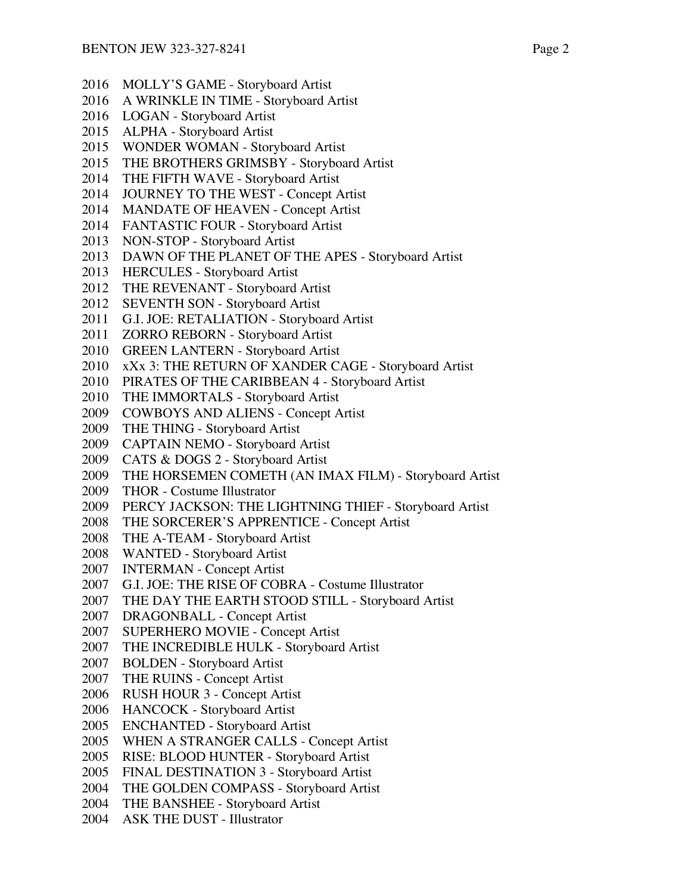2016 MOLLY’S GAME - Storyboard Artist
2016 A WRINKLE IN TIME - Storyboard Artist
2016 LOGAN - Storyboard Artist
2015 ALPHA - Storyboard Artist
2015 WONDER WOMAN - Storyboard Artist
2015 THE BROTHERS GRIMSBY - Storyboard Artist
2014 THE FIFTH WAVE - Storyboard Artist
2014 JOURNEY TO THE WEST - Concept Artist
2014 MANDATE OF HEAVEN - Concept Artist
2014 FANTASTIC FOUR - Storyboard Artist
2013 NON-STOP - Storyboard Artist
2013 DAWN OF THE PLANET OF THE APES - Storyboard Artist
2013 HERCULES - Storyboard Artist
2012 THE REVENANT - Storyboard Artist
2012 SEVENTH SON - Storyboard Artist
2011 G.I. JOE: RETALIATION - Storyboard Artist
2011 ZORRO REBORN - Storyboard Artist
2010 GREEN LANTERN - Storyboard Artist
2010 xXx 3: THE RETURN OF XANDER CAGE - Storyboard Artist
2010 PIRATES OF THE CARIBBEAN 4 - Storyboard Artist
2010 THE IMMORTALS - Storyboard Artist
2009 COWBOYS AND ALIENS - Concept Artist
2009 THE THING - Storyboard Artist
2009 CAPTAIN NEMO - Storyboard Artist
2009 CATS & DOGS 2 - Storyboard Artist
2009 THE HORSEMEN COMETH (AN IMAX FILM) - Storyboard Artist
2009 THOR - Costume Illustrator
2009 PERCY JACKSON: THE LIGHTNING THIEF - Storyboard Artist
2008 THE SORCERER’S APPRENTICE - Concept Artist
2008 THE A-TEAM - Storyboard Artist
2008 WANTED - Storyboard Artist
2007 INTERMAN - Concept Artist
2007 G.I. JOE: THE RISE OF COBRA - Costume Illustrator
2007 THE DAY THE EARTH STOOD STILL - Storyboard Artist
2007 DRAGONBALL - Concept Artist
2007 SUPERHERO MOVIE - Concept Artist
2007 THE INCREDIBLE HULK - Storyboard Artist
2007 BOLDEN - Storyboard Artist
2007 THE RUINS - Concept Artist
2006 RUSH HOUR 3 - Concept Artist
2006 HANCOCK - Storyboard Artist
2005 ENCHANTED - Storyboard Artist
2005 WHEN A STRANGER CALLS - Concept Artist
2005 RISE: BLOOD HUNTER - Storyboard Artist
2005 FINAL DESTINATION 3 - Storyboard Artist
2004 THE GOLDEN COMPASS - Storyboard Artist
2004 THE BANSHEE - Storyboard Artist
2004 ASK THE DUST - Illustrator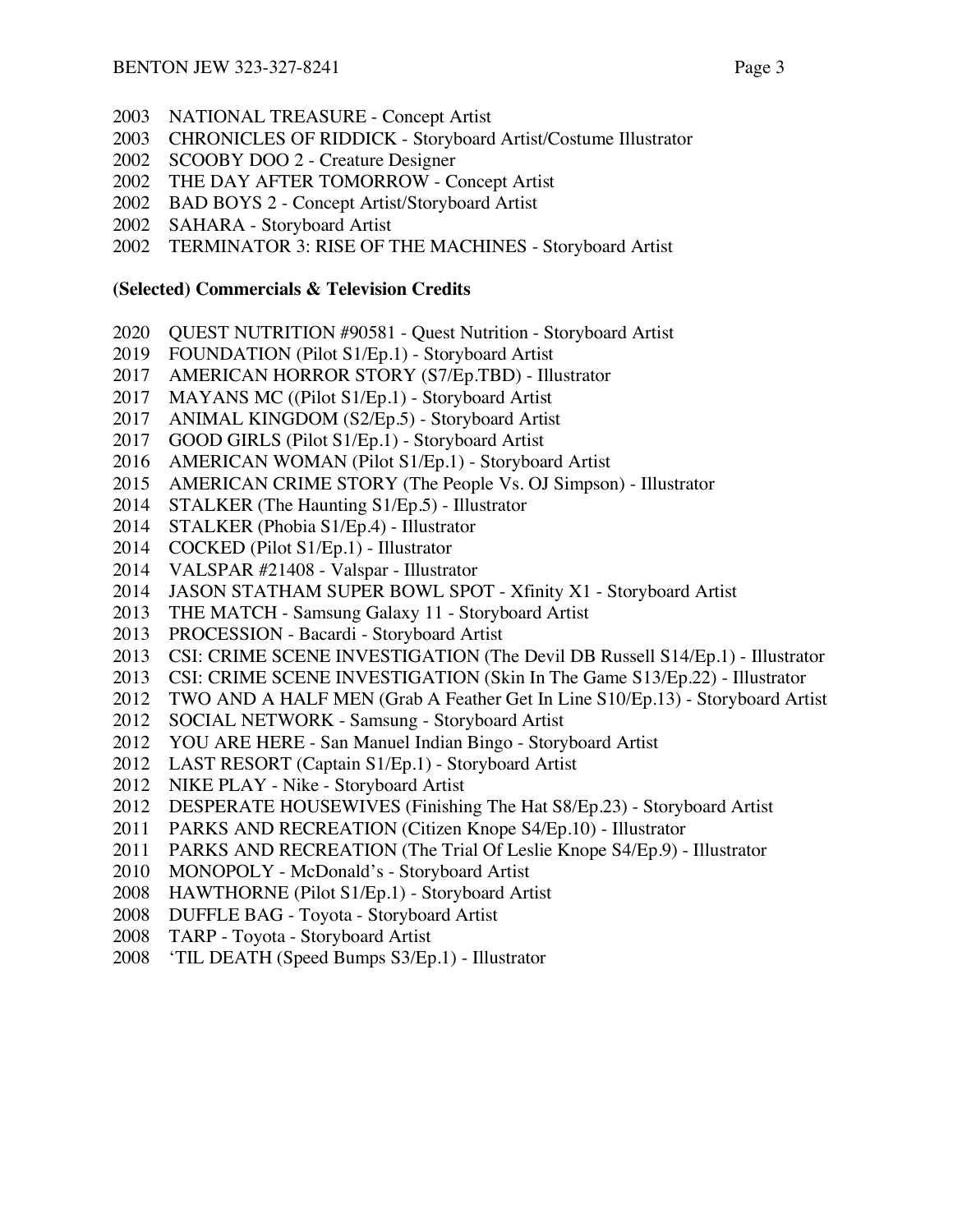2003 NATIONAL TREASURE - Concept Artist
2003 CHRONICLES OF RIDDICK - Storyboard Artist/Costume Illustrator
2002 SCOOBY DOO 2 - Creature Designer
2002 THE DAY AFTER TOMORROW - Concept Artist
2002 BAD BOYS 2 - Concept Artist/Storyboard Artist
2002 SAHARA - Storyboard Artist
2002 TERMINATOR 3: RISE OF THE MACHINES - Storyboard Artist

**(Selected) Commercials & Television Credits**

2020 QUEST NUTRITION #90581 - Quest Nutrition - Storyboard Artist
2019 FOUNDATION (Pilot S1/Ep.1) - Storyboard Artist
2017 AMERICAN HORROR STORY (S7/Ep.TBD) - Illustrator
2017 MAYANS MC ((Pilot S1/Ep.1) - Storyboard Artist
2017 ANIMAL KINGDOM (S2/Ep.5) - Storyboard Artist
2017 GOOD GIRLS (Pilot S1/Ep.1) - Storyboard Artist
2016 AMERICAN WOMAN (Pilot S1/Ep.1) - Storyboard Artist
2015 AMERICAN CRIME STORY (The People Vs. OJ Simpson) - Illustrator
2014 STALKER (The Haunting S1/Ep.5) - Illustrator
2014 STALKER (Phobia S1/Ep.4) - Illustrator
2014 COCKED (Pilot S1/Ep.1) - Illustrator
2014 VALSPAR #21408 - Valspar - Illustrator
2014 JASON STATHAM SUPER BOWL SPOT - Xfinity X1 - Storyboard Artist
2013 THE MATCH - Samsung Galaxy 11 - Storyboard Artist
2013 PROCESSION - Bacardi - Storyboard Artist
2013 CSI: CRIME SCENE INVESTIGATION (The Devil DB Russell S14/Ep.1) - Illustrator
2013 CSI: CRIME SCENE INVESTIGATION (Skin In The Game S13/Ep.22) - Illustrator
2012 TWO AND A HALF MEN (Grab A Feather Get In Line S10/Ep.13) - Storyboard Artist
2012 SOCIAL NETWORK - Samsung - Storyboard Artist
2012 YOU ARE HERE - San Manuel Indian Bingo - Storyboard Artist
2012 LAST RESORT (Captain S1/Ep.1) - Storyboard Artist
2012 NIKE PLAY - Nike - Storyboard Artist
2012 DESPERATE HOUSEWIVES (Finishing The Hat S8/Ep.23) - Storyboard Artist
2011 PARKS AND RECREATION (Citizen Knope S4/Ep.10) - Illustrator
2011 PARKS AND RECREATION (The Trial Of Leslie Knope S4/Ep.9) - Illustrator
2010 MONOPOLY - McDonald's - Storyboard Artist
2008 HAWTHORNE (Pilot S1/Ep.1) - Storyboard Artist
2008 DUFFLE BAG - Toyota - Storyboard Artist
2008 TARP - Toyota - Storyboard Artist
2008 'TIL DEATH (Speed Bumps S3/Ep.1) - Illustrator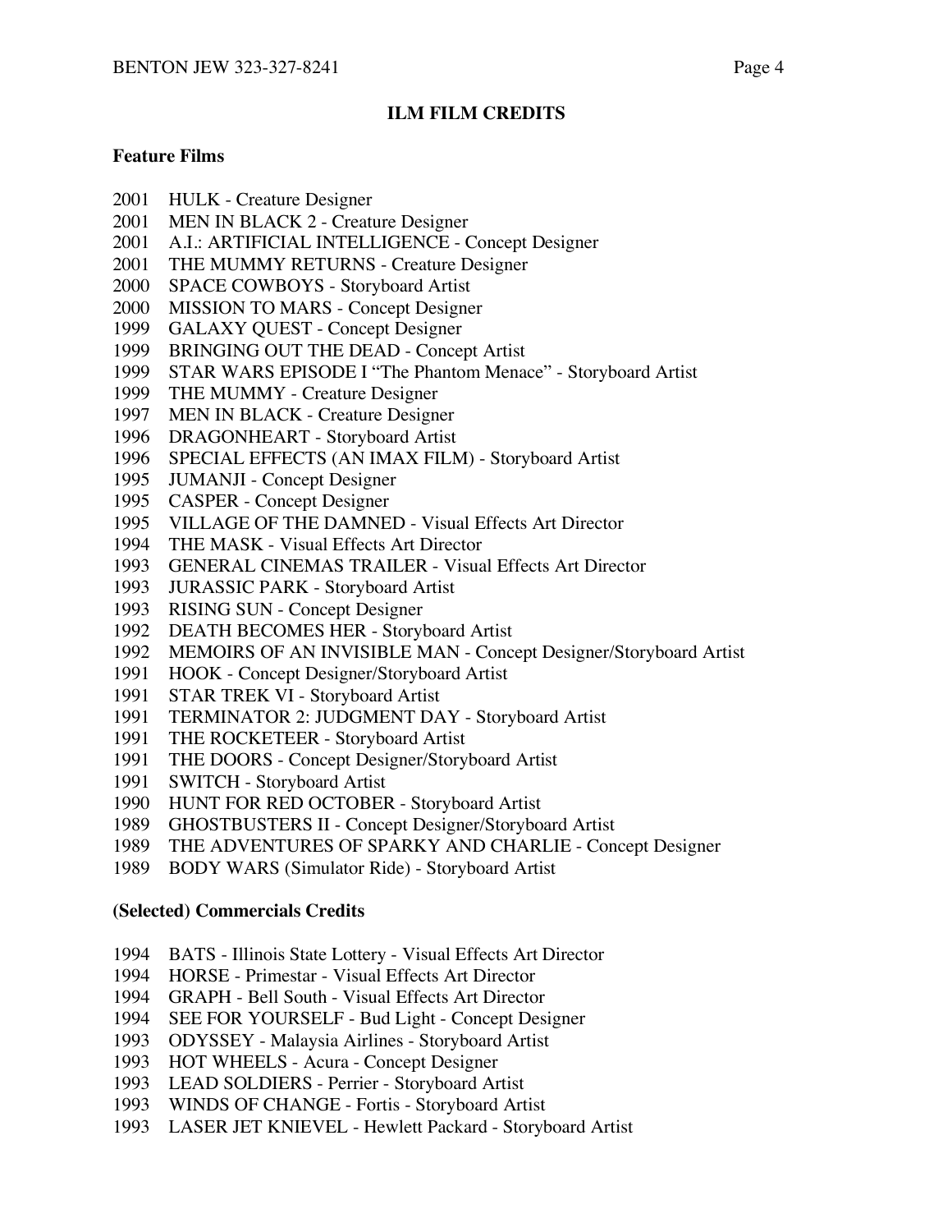## ILM FILM CREDITS

### Feature Films

2001 HULK - Creature Designer
2001 MEN IN BLACK 2 - Creature Designer
2001 A.I.: ARTIFICIAL INTELLIGENCE - Concept Designer
2001 THE MUMMY RETURNS - Creature Designer
2000 SPACE COWBOYS - Storyboard Artist
2000 MISSION TO MARS - Concept Designer
1999 GALAXY QUEST - Concept Designer
1999 BRINGING OUT THE DEAD - Concept Artist
1999 STAR WARS EPISODE I "The Phantom Menace" - Storyboard Artist
1999 THE MUMMY - Creature Designer
1997 MEN IN BLACK - Creature Designer
1996 DRAGONHEART - Storyboard Artist
1996 SPECIAL EFFECTS (AN IMAX FILM) - Storyboard Artist
1995 JUMANJI - Concept Designer
1995 CASPER - Concept Designer
1995 VILLAGE OF THE DAMNED - Visual Effects Art Director
1994 THE MASK - Visual Effects Art Director
1993 GENERAL CINEMAS TRAILER - Visual Effects Art Director
1993 JURASSIC PARK - Storyboard Artist
1993 RISING SUN - Concept Designer
1992 DEATH BECOMES HER - Storyboard Artist
1992 MEMOIRS OF AN INVISIBLE MAN - Concept Designer/Storyboard Artist
1991 HOOK - Concept Designer/Storyboard Artist
1991 STAR TREK VI - Storyboard Artist
1991 TERMINATOR 2: JUDGMENT DAY - Storyboard Artist
1991 THE ROCKETEER - Storyboard Artist
1991 THE DOORS - Concept Designer/Storyboard Artist
1991 SWITCH - Storyboard Artist
1990 HUNT FOR RED OCTOBER - Storyboard Artist
1989 GHOSTBUSTERS II - Concept Designer/Storyboard Artist
1989 THE ADVENTURES OF SPARKY AND CHARLIE - Concept Designer
1989 BODY WARS (Simulator Ride) - Storyboard Artist

### (Selected) Commercials Credits

1994 BATS - Illinois State Lottery - Visual Effects Art Director
1994 HORSE - Primestar - Visual Effects Art Director
1994 GRAPH - Bell South - Visual Effects Art Director
1994 SEE FOR YOURSELF - Bud Light - Concept Designer
1993 ODYSSEY - Malaysia Airlines - Storyboard Artist
1993 HOT WHEELS - Acura - Concept Designer
1993 LEAD SOLDIERS - Perrier - Storyboard Artist
1993 WINDS OF CHANGE - Fortis - Storyboard Artist
1993 LASER JET KNIEVEL - Hewlett Packard - Storyboard Artist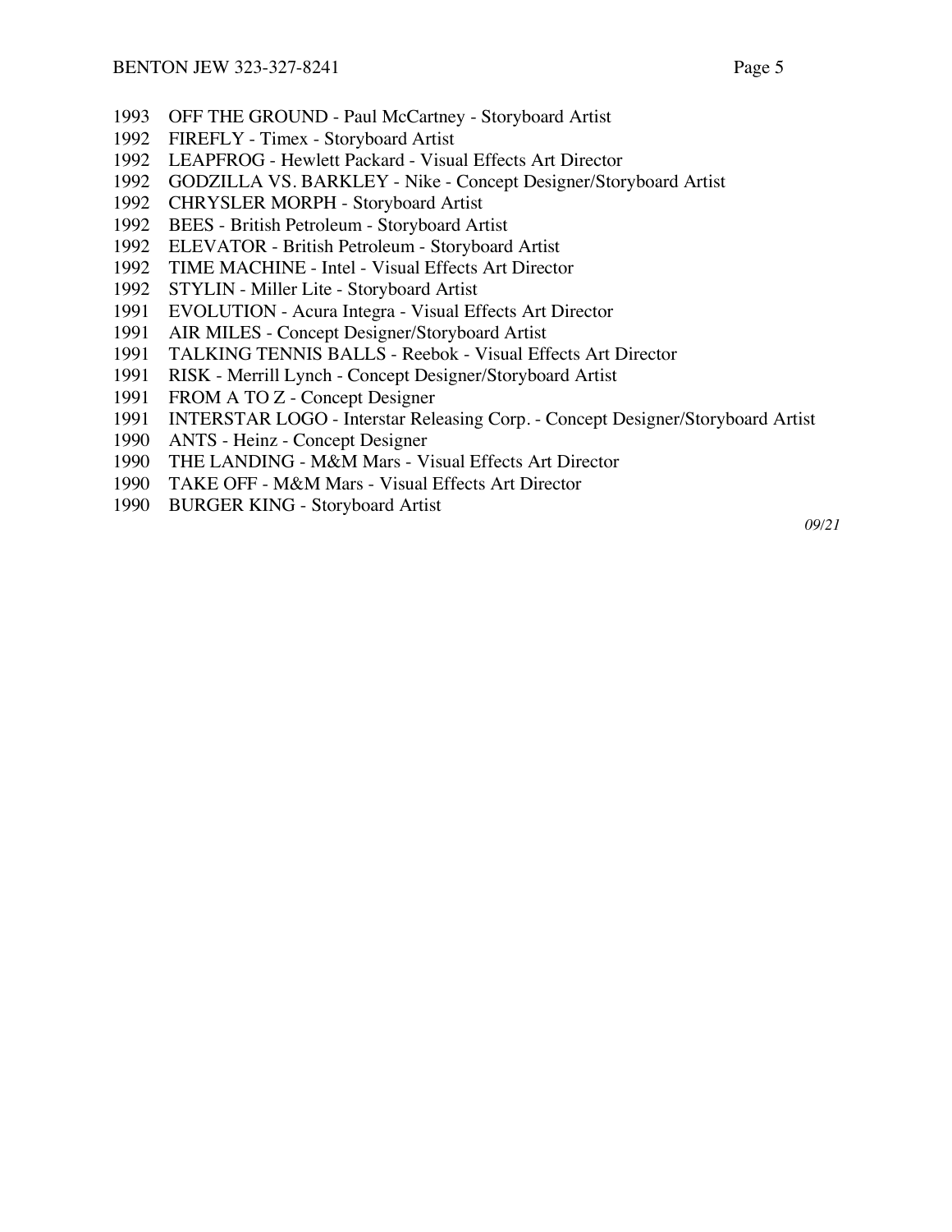1993 OFF THE GROUND - Paul McCartney - Storyboard Artist
1992 FIREFLY - Timex - Storyboard Artist
1992 LEAPFROG - Hewlett Packard - Visual Effects Art Director
1992 GODZILLA VS. BARKLEY - Nike - Concept Designer/Storyboard Artist
1992 CHRYSLER MORPH - Storyboard Artist
1992 BEES - British Petroleum - Storyboard Artist
1992 ELEVATOR - British Petroleum - Storyboard Artist
1992 TIME MACHINE - Intel - Visual Effects Art Director
1992 STYLIN - Miller Lite - Storyboard Artist
1991 EVOLUTION - Acura Integra - Visual Effects Art Director
1991 AIR MILES - Concept Designer/Storyboard Artist
1991 TALKING TENNIS BALLS - Reebok - Visual Effects Art Director
1991 RISK - Merrill Lynch - Concept Designer/Storyboard Artist
1991 FROM A TO Z - Concept Designer
1991 INTERSTAR LOGO - Interstar Releasing Corp. - Concept Designer/Storyboard Artist
1990 ANTS - Heinz - Concept Designer
1990 THE LANDING - M&M Mars - Visual Effects Art Director
1990 TAKE OFF - M&M Mars - Visual Effects Art Director
1990 BURGER KING - Storyboard Artist

*09/21*